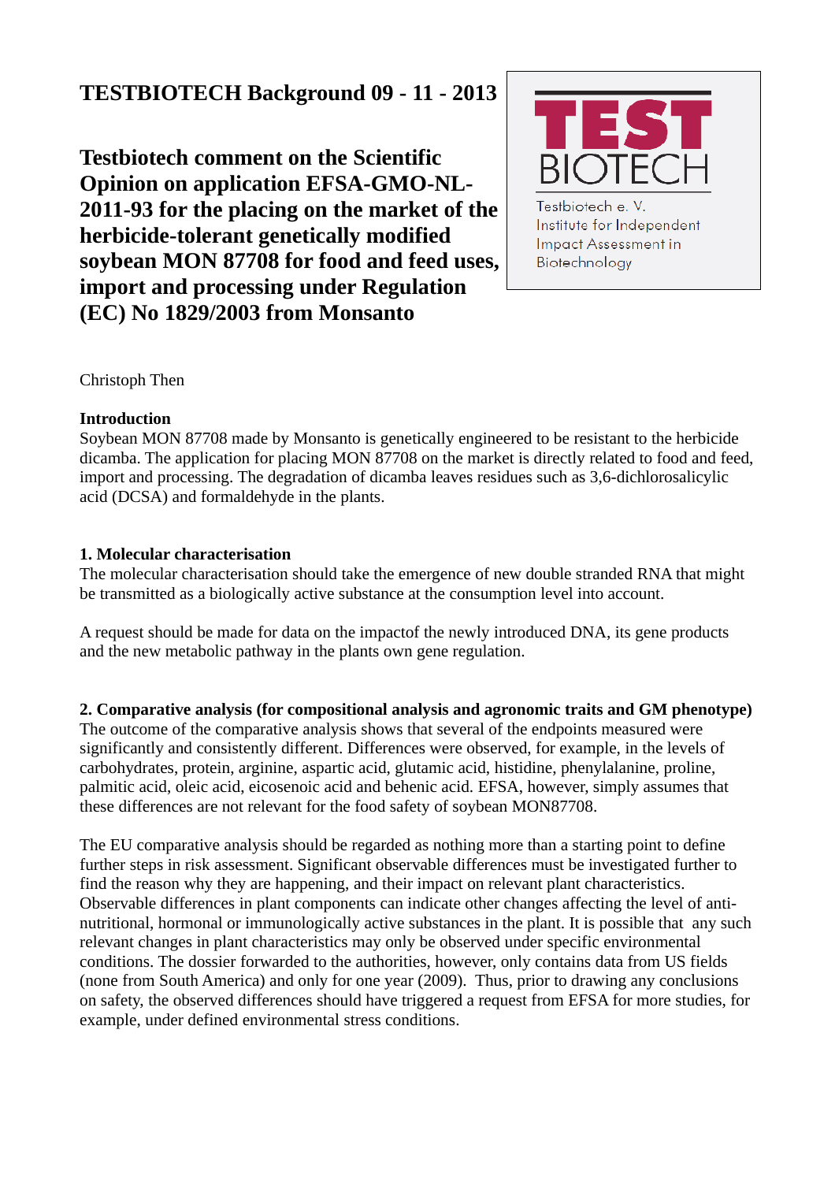**TESTBIOTECH Background 09 - 11 - 2013**

# Testbiotech comment on the Scientific Opinion on application EFSA-GMO-NL-2011-93 for the placing on the market of the herbicide-tolerant genetically modified soybean MON 87708 for food and feed uses, import and processing under Regulation (EC) No 1829/2003 from Monsanto

TEST BIOTECH

Testbiotech e. V.
Institute for Independent Impact Assessment in Biotechnology

Christoph Then

**Introduction**

Soybean MON 87708 made by Monsanto is genetically engineered to be resistant to the herbicide dicamba. The application for placing MON 87708 on the market is directly related to food and feed, import and processing. The degradation of dicamba leaves residues such as 3,6-dichlorosalicylic acid (DCSA) and formaldehyde in the plants.

**1. Molecular characterisation**

The molecular characterisation should take the emergence of new double stranded RNA that might be transmitted as a biologically active substance at the consumption level into account.

A request should be made for data on the impactof the newly introduced DNA, its gene products and the new metabolic pathway in the plants own gene regulation.

**2. Comparative analysis (for compositional analysis and agronomic traits and GM phenotype)**

The outcome of the comparative analysis shows that several of the endpoints measured were significantly and consistently different. Differences were observed, for example, in the levels of carbohydrates, protein, arginine, aspartic acid, glutamic acid, histidine, phenylalanine, proline, palmitic acid, oleic acid, eicosenoic acid and behenic acid. EFSA, however, simply assumes that these differences are not relevant for the food safety of soybean MON87708.

The EU comparative analysis should be regarded as nothing more than a starting point to define further steps in risk assessment. Significant observable differences must be investigated further to find the reason why they are happening, and their impact on relevant plant characteristics. Observable differences in plant components can indicate other changes affecting the level of anti-nutritional, hormonal or immunologically active substances in the plant. It is possible that any such relevant changes in plant characteristics may only be observed under specific environmental conditions. The dossier forwarded to the authorities, however, only contains data from US fields (none from South America) and only for one year (2009). Thus, prior to drawing any conclusions on safety, the observed differences should have triggered a request from EFSA for more studies, for example, under defined environmental stress conditions.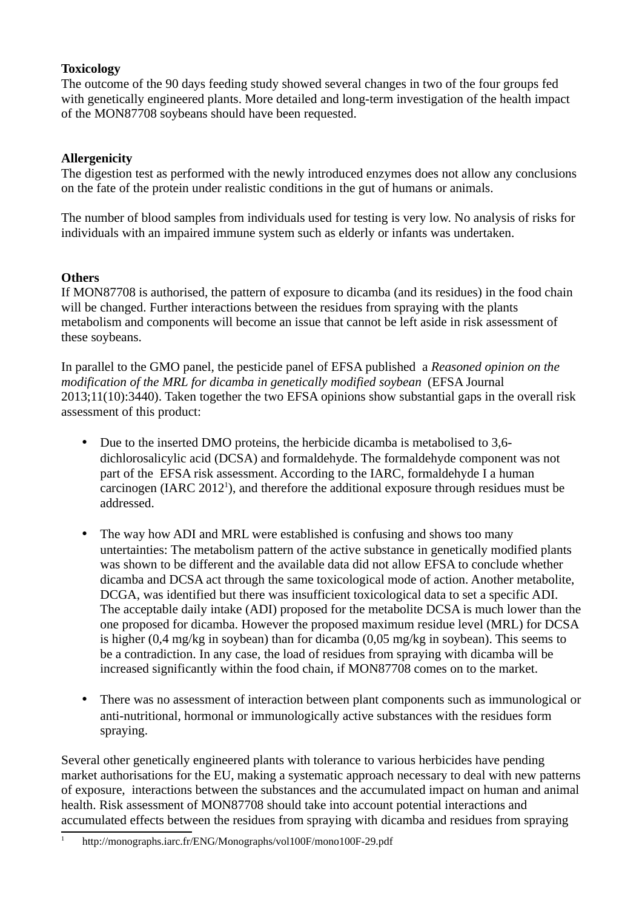**Toxicology**

The outcome of the 90 days feeding study showed several changes in two of the four groups fed with genetically engineered plants. More detailed and long-term investigation of the health impact of the MON87708 soybeans should have been requested.

**Allergenicity**

The digestion test as performed with the newly introduced enzymes does not allow any conclusions on the fate of the protein under realistic conditions in the gut of humans or animals.

The number of blood samples from individuals used for testing is very low. No analysis of risks for individuals with an impaired immune system such as elderly or infants was undertaken.

**Others**

If MON87708 is authorised, the pattern of exposure to dicamba (and its residues) in the food chain will be changed. Further interactions between the residues from spraying with the plants metabolism and components will become an issue that cannot be left aside in risk assessment of these soybeans.

In parallel to the GMO panel, the pesticide panel of EFSA published a *Reasoned opinion on the modification of the MRL for dicamba in genetically modified soybean* (EFSA Journal 2013;11(10):3440). Taken together the two EFSA opinions show substantial gaps in the overall risk assessment of this product:

- Due to the inserted DMO proteins, the herbicide dicamba is metabolised to 3,6-dichlorosalicylic acid (DCSA) and formaldehyde. The formaldehyde component was not part of the EFSA risk assessment. According to the IARC, formaldehyde I a human carcinogen (IARC 2012[1]), and therefore the additional exposure through residues must be addressed.

- The way how ADI and MRL were established is confusing and shows too many untertainties: The metabolism pattern of the active substance in genetically modified plants was shown to be different and the available data did not allow EFSA to conclude whether dicamba and DCSA act through the same toxicological mode of action. Another metabolite, DCGA, was identified but there was insufficient toxicological data to set a specific ADI. The acceptable daily intake (ADI) proposed for the metabolite DCSA is much lower than the one proposed for dicamba. However the proposed maximum residue level (MRL) for DCSA is higher (0,4 mg/kg in soybean) than for dicamba (0,05 mg/kg in soybean). This seems to be a contradiction. In any case, the load of residues from spraying with dicamba will be increased significantly within the food chain, if MON87708 comes on to the market.

- There was no assessment of interaction between plant components such as immunological or anti-nutritional, hormonal or immunologically active substances with the residues form spraying.

Several other genetically engineered plants with tolerance to various herbicides have pending market authorisations for the EU, making a systematic approach necessary to deal with new patterns of exposure, interactions between the substances and the accumulated impact on human and animal health. Risk assessment of MON87708 should take into account potential interactions and accumulated effects between the residues from spraying with dicamba and residues from spraying

[1] http://monographs.iarc.fr/ENG/Monographs/vol100F/mono100F-29.pdf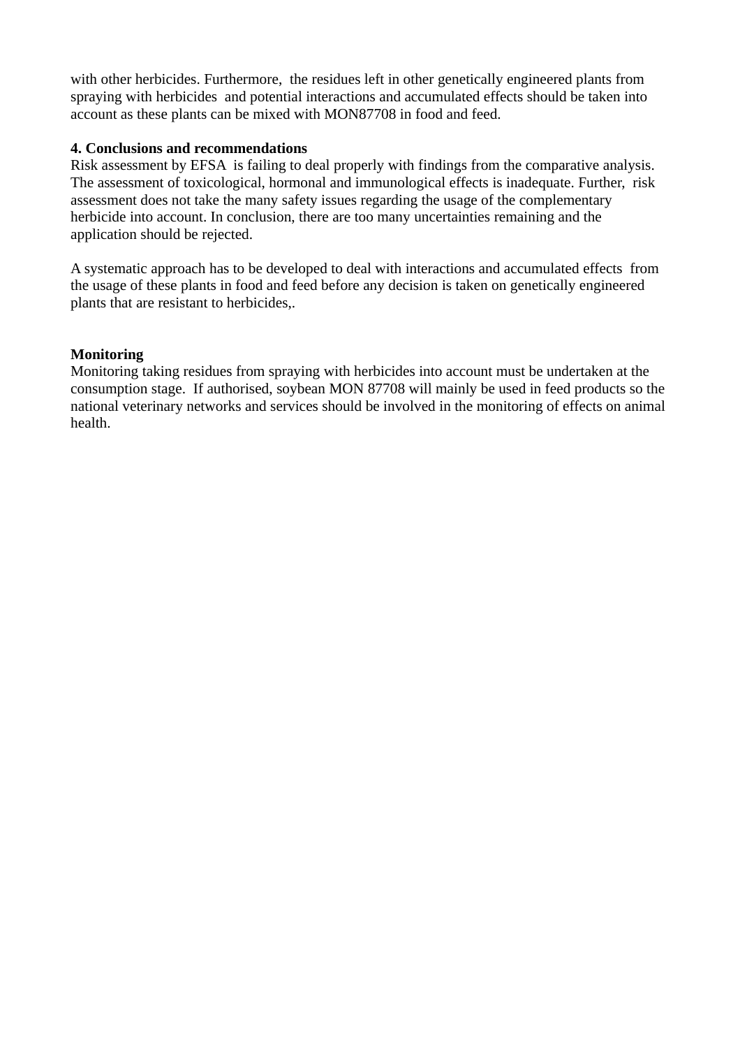with other herbicides. Furthermore, the residues left in other genetically engineered plants from spraying with herbicides and potential interactions and accumulated effects should be taken into account as these plants can be mixed with MON87708 in food and feed.

**4. Conclusions and recommendations**

Risk assessment by EFSA is failing to deal properly with findings from the comparative analysis. The assessment of toxicological, hormonal and immunological effects is inadequate. Further, risk assessment does not take the many safety issues regarding the usage of the complementary herbicide into account. In conclusion, there are too many uncertainties remaining and the application should be rejected.

A systematic approach has to be developed to deal with interactions and accumulated effects from the usage of these plants in food and feed before any decision is taken on genetically engineered plants that are resistant to herbicides,.

**Monitoring**

Monitoring taking residues from spraying with herbicides into account must be undertaken at the consumption stage. If authorised, soybean MON 87708 will mainly be used in feed products so the national veterinary networks and services should be involved in the monitoring of effects on animal health.